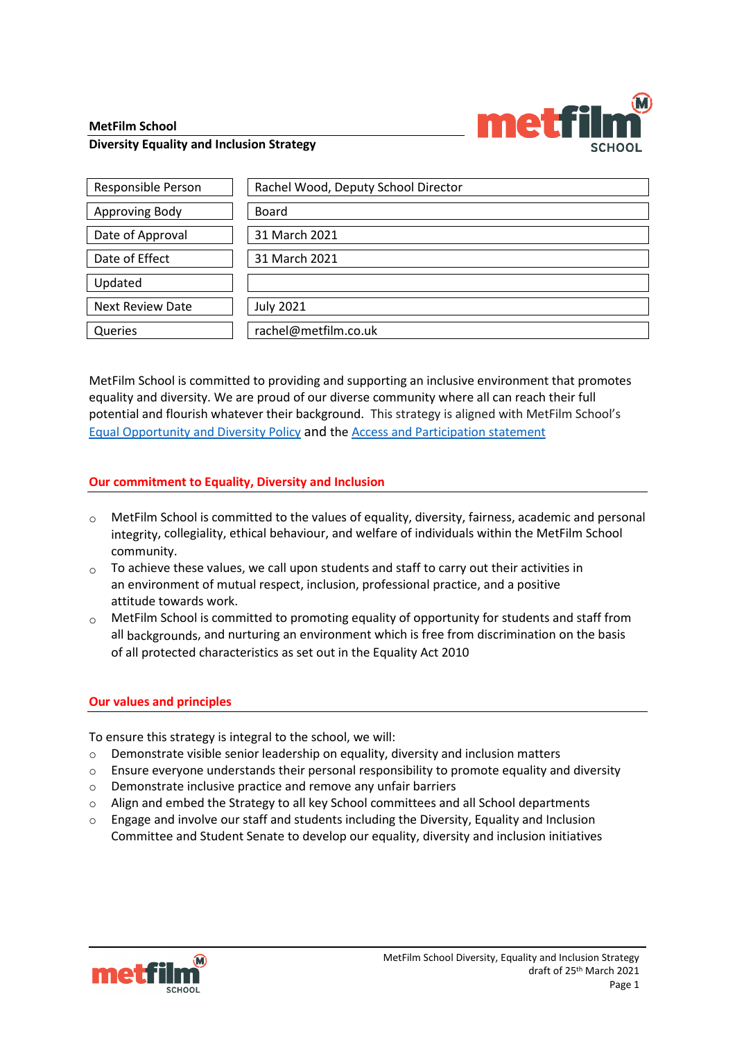**MetFilm School**

**Diversity Equality and Inclusion Strategy**

| | |
|---|---|
| Responsible Person | Rachel Wood, Deputy School Director |
| Approving Body | Board |
| Date of Approval | 31 March 2021 |
| Date of Effect | 31 March 2021 |
| Updated | |
| Next Review Date | July 2021 |
| Queries | rachel@metfilm.co.uk |

MetFilm School is committed to providing and supporting an inclusive environment that promotes equality and diversity. We are proud of our diverse community where all can reach their full potential and flourish whatever their background. This strategy is aligned with MetFilm School's Equal Opportunity and Diversity Policy and the Access and Participation statement

## Our commitment to Equality, Diversity and Inclusion

- MetFilm School is committed to the values of equality, diversity, fairness, academic and personal integrity, collegiality, ethical behaviour, and welfare of individuals within the MetFilm School community.
- To achieve these values, we call upon students and staff to carry out their activities in an environment of mutual respect, inclusion, professional practice, and a positive attitude towards work.
- MetFilm School is committed to promoting equality of opportunity for students and staff from all backgrounds, and nurturing an environment which is free from discrimination on the basis of all protected characteristics as set out in the Equality Act 2010

## Our values and principles

To ensure this strategy is integral to the school, we will:

- Demonstrate visible senior leadership on equality, diversity and inclusion matters
- Ensure everyone understands their personal responsibility to promote equality and diversity
- Demonstrate inclusive practice and remove any unfair barriers
- Align and embed the Strategy to all key School committees and all School departments
- Engage and involve our staff and students including the Diversity, Equality and Inclusion Committee and Student Senate to develop our equality, diversity and inclusion initiatives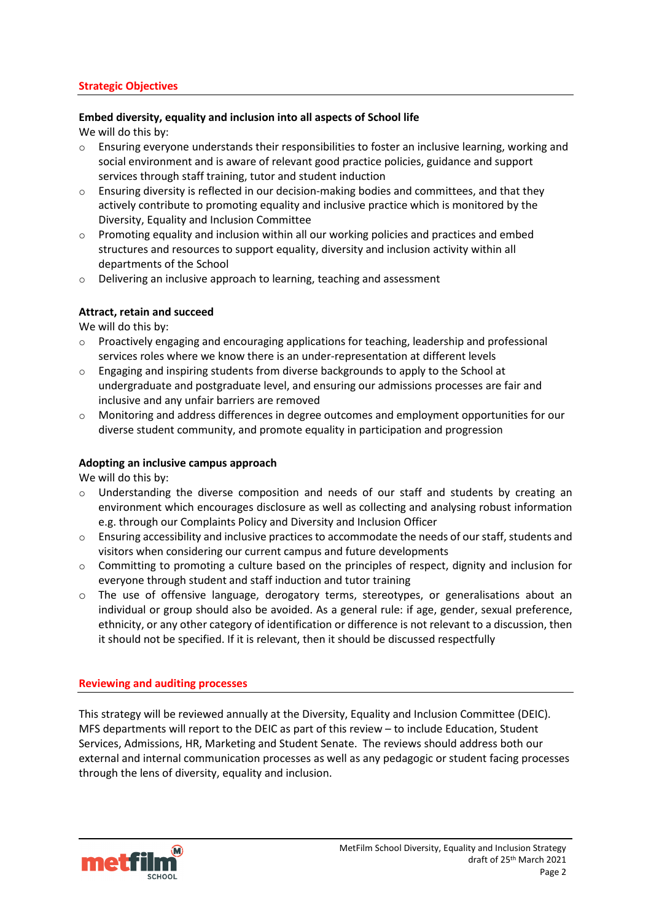## Strategic Objectives

**Embed diversity, equality and inclusion into all aspects of School life**

We will do this by:

- Ensuring everyone understands their responsibilities to foster an inclusive learning, working and social environment and is aware of relevant good practice policies, guidance and support services through staff training, tutor and student induction
- Ensuring diversity is reflected in our decision-making bodies and committees, and that they actively contribute to promoting equality and inclusive practice which is monitored by the Diversity, Equality and Inclusion Committee
- Promoting equality and inclusion within all our working policies and practices and embed structures and resources to support equality, diversity and inclusion activity within all departments of the School
- Delivering an inclusive approach to learning, teaching and assessment

**Attract, retain and succeed**

We will do this by:

- Proactively engaging and encouraging applications for teaching, leadership and professional services roles where we know there is an under-representation at different levels
- Engaging and inspiring students from diverse backgrounds to apply to the School at undergraduate and postgraduate level, and ensuring our admissions processes are fair and inclusive and any unfair barriers are removed
- Monitoring and address differences in degree outcomes and employment opportunities for our diverse student community, and promote equality in participation and progression

**Adopting an inclusive campus approach**

We will do this by:

- Understanding the diverse composition and needs of our staff and students by creating an environment which encourages disclosure as well as collecting and analysing robust information e.g. through our Complaints Policy and Diversity and Inclusion Officer
- Ensuring accessibility and inclusive practices to accommodate the needs of our staff, students and visitors when considering our current campus and future developments
- Committing to promoting a culture based on the principles of respect, dignity and inclusion for everyone through student and staff induction and tutor training
- The use of offensive language, derogatory terms, stereotypes, or generalisations about an individual or group should also be avoided. As a general rule: if age, gender, sexual preference, ethnicity, or any other category of identification or difference is not relevant to a discussion, then it should not be specified. If it is relevant, then it should be discussed respectfully

## Reviewing and auditing processes

This strategy will be reviewed annually at the Diversity, Equality and Inclusion Committee (DEIC). MFS departments will report to the DEIC as part of this review – to include Education, Student Services, Admissions, HR, Marketing and Student Senate. The reviews should address both our external and internal communication processes as well as any pedagogic or student facing processes through the lens of diversity, equality and inclusion.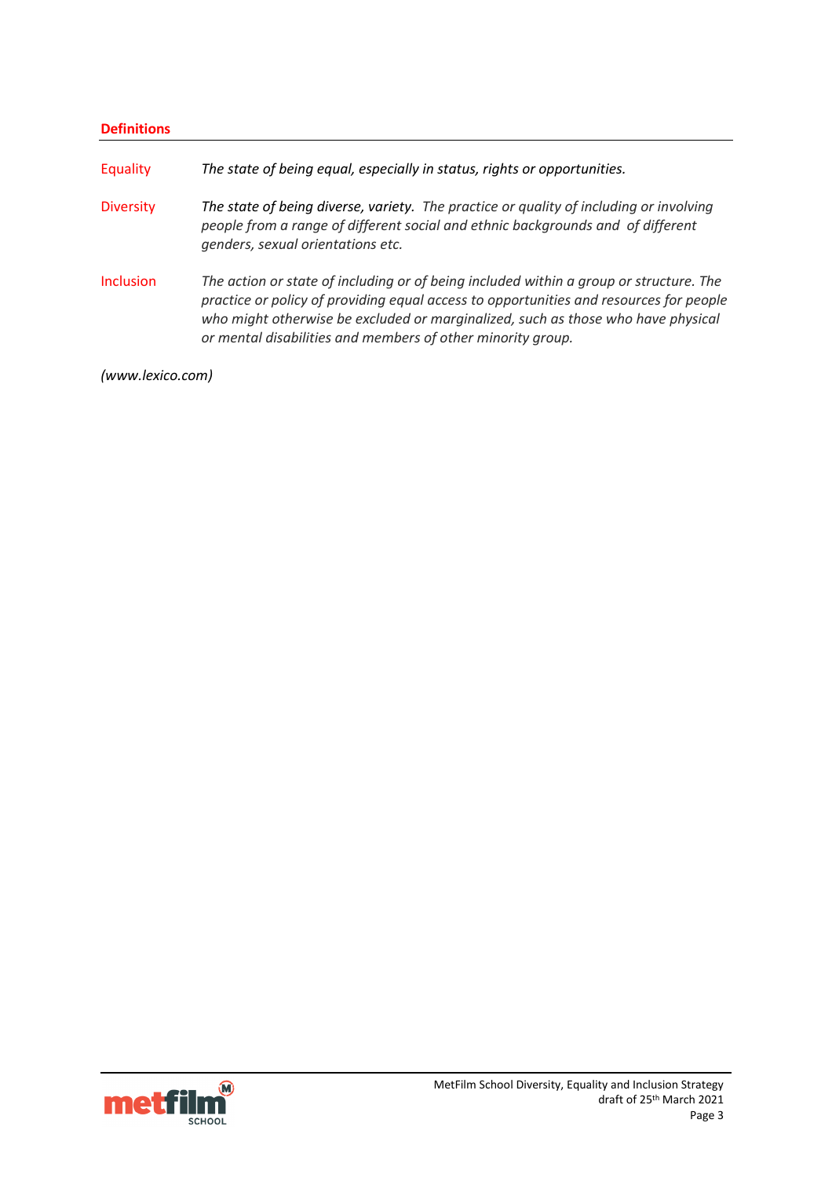## Definitions

| | |
|---|---|
| Equality | *The state of being equal, especially in status, rights or opportunities.* |
| Diversity | *The state of being diverse, variety. The practice or quality of including or involving people from a range of different social and ethnic backgrounds and of different genders, sexual orientations etc.* |
| Inclusion | *The action or state of including or of being included within a group or structure. The practice or policy of providing equal access to opportunities and resources for people who might otherwise be excluded or marginalized, such as those who have physical or mental disabilities and members of other minority group.* |

*(www.lexico.com)*